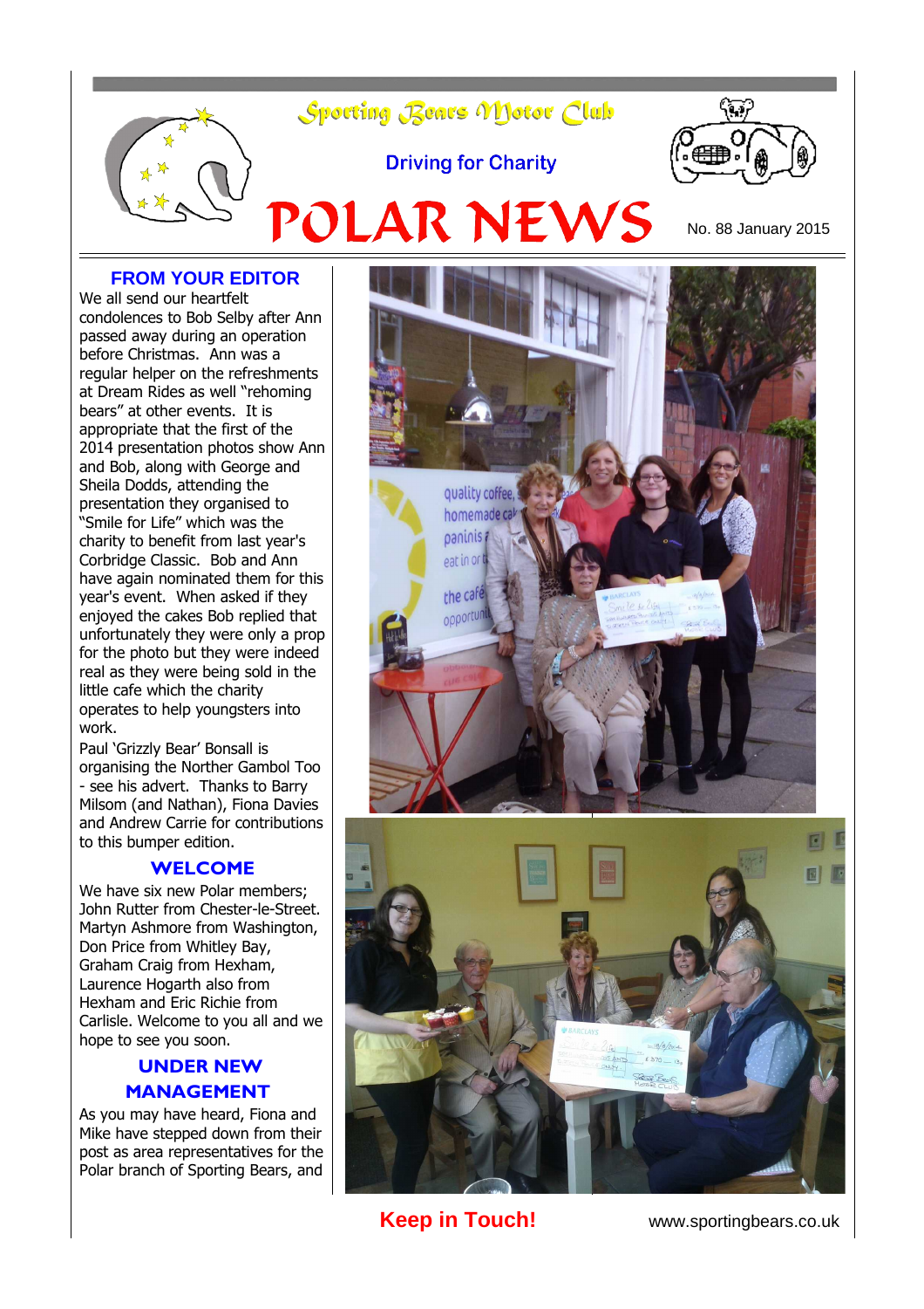# Sporting Bears Motor Club

Driving for Charity

# POLAR NEWS

No. 88 January 2015

## FROM YOUR EDITOR

We all send our heartfelt condolences to Bob Selby after Ann passed away during an operation before Christmas. Ann was a regular helper on the refreshments at Dream Rides as well "rehoming bears" at other events. It is appropriate that the first of the 2014 presentation photos show Ann and Bob, along with George and Sheila Dodds, attending the presentation they organised to "Smile for Life" which was the charity to benefit from last year's Corbridge Classic. Bob and Ann have again nominated them for this year's event. When asked if they enjoyed the cakes Bob replied that unfortunately they were only a prop for the photo but they were indeed real as they were being sold in the little cafe which the charity operates to help youngsters into work.

Paul 'Grizzly Bear' Bonsall is organising the Norther Gambol Too - see his advert. Thanks to Barry Milsom (and Nathan), Fiona Davies and Andrew Carrie for contributions to this bumper edition.

## WELCOME

We have six new Polar members; John Rutter from Chester-le-Street. Martyn Ashmore from Washington, Don Price from Whitley Bay, Graham Craig from Hexham, Laurence Hogarth also from Hexham and Eric Richie from Carlisle. Welcome to you all and we hope to see you soon.

## UNDER NEW MANAGEMENT

As you may have heard, Fiona and Mike have stepped down from their post as area representatives for the Polar branch of Sporting Bears, and

**Keep in Touch!** www.sportingbears.co.uk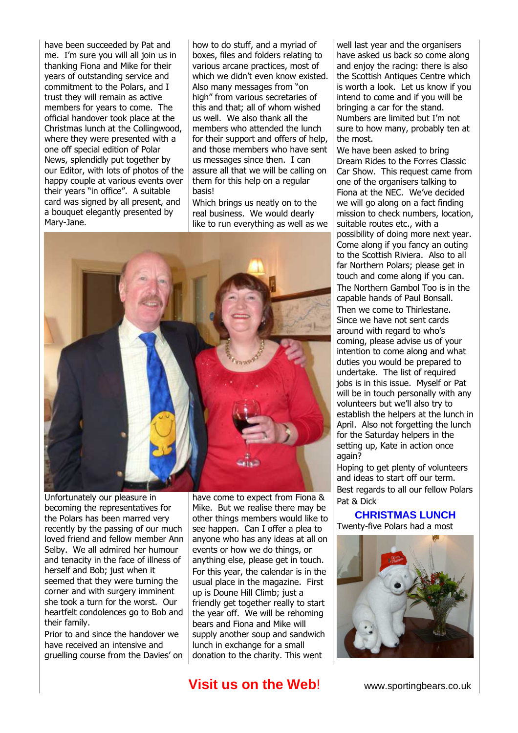have been succeeded by Pat and me. I'm sure you will all join us in thanking Fiona and Mike for their years of outstanding service and commitment to the Polars, and I trust they will remain as active members for years to come. The official handover took place at the Christmas lunch at the Collingwood, where they were presented with a one off special edition of Polar News, splendidly put together by our Editor, with lots of photos of the happy couple at various events over their years "in office". A suitable card was signed by all present, and a bouquet elegantly presented by Mary-Jane.

Unfortunately our pleasure in becoming the representatives for the Polars has been marred very recently by the passing of our much loved friend and fellow member Ann Selby. We all admired her humour and tenacity in the face of illness of herself and Bob; just when it seemed that they were turning the corner and with surgery imminent she took a turn for the worst. Our heartfelt condolences go to Bob and their family.

Prior to and since the handover we have received an intensive and gruelling course from the Davies' on how to do stuff, and a myriad of boxes, files and folders relating to various arcane practices, most of which we didn't even know existed. Also many messages from "on high" from various secretaries of this and that; all of whom wished us well. We also thank all the members who attended the lunch for their support and offers of help, and those members who have sent us messages since then. I can assure all that we will be calling on them for this help on a regular basis!

Which brings us neatly on to the real business. We would dearly like to run everything as well as we have come to expect from Fiona & Mike. But we realise there may be other things members would like to see happen. Can I offer a plea to anyone who has any ideas at all on events or how we do things, or anything else, please get in touch.

For this year, the calendar is in the usual place in the magazine. First up is Doune Hill Climb; just a friendly get together really to start the year off. We will be rehoming bears and Fiona and Mike will supply another soup and sandwich lunch in exchange for a small donation to the charity. This went well last year and the organisers have asked us back so come along and enjoy the racing: there is also the Scottish Antiques Centre which is worth a look. Let us know if you intend to come and if you will be bringing a car for the stand. Numbers are limited but I'm not sure to how many, probably ten at the most.

We have been asked to bring Dream Rides to the Forres Classic Car Show. This request came from one of the organisers talking to Fiona at the NEC. We've decided we will go along on a fact finding mission to check numbers, location, suitable routes etc., with a possibility of doing more next year. Come along if you fancy an outing to the Scottish Riviera. Also to all far Northern Polars; please get in touch and come along if you can.

The Northern Gambol Too is in the capable hands of Paul Bonsall.

Then we come to Thirlestane. Since we have not sent cards around with regard to who's coming, please advise us of your intention to come along and what duties you would be prepared to undertake. The list of required jobs is in this issue. Myself or Pat will be in touch personally with any volunteers but we'll also try to establish the helpers at the lunch in April. Also not forgetting the lunch for the Saturday helpers in the setting up, Kate in action once again?

Hoping to get plenty of volunteers and ideas to start off our term.

Best regards to all our fellow Polars

Pat & Dick

## CHRISTMAS LUNCH

Twenty-five Polars had a most

**Visit us on the Web!** www.sportingbears.co.uk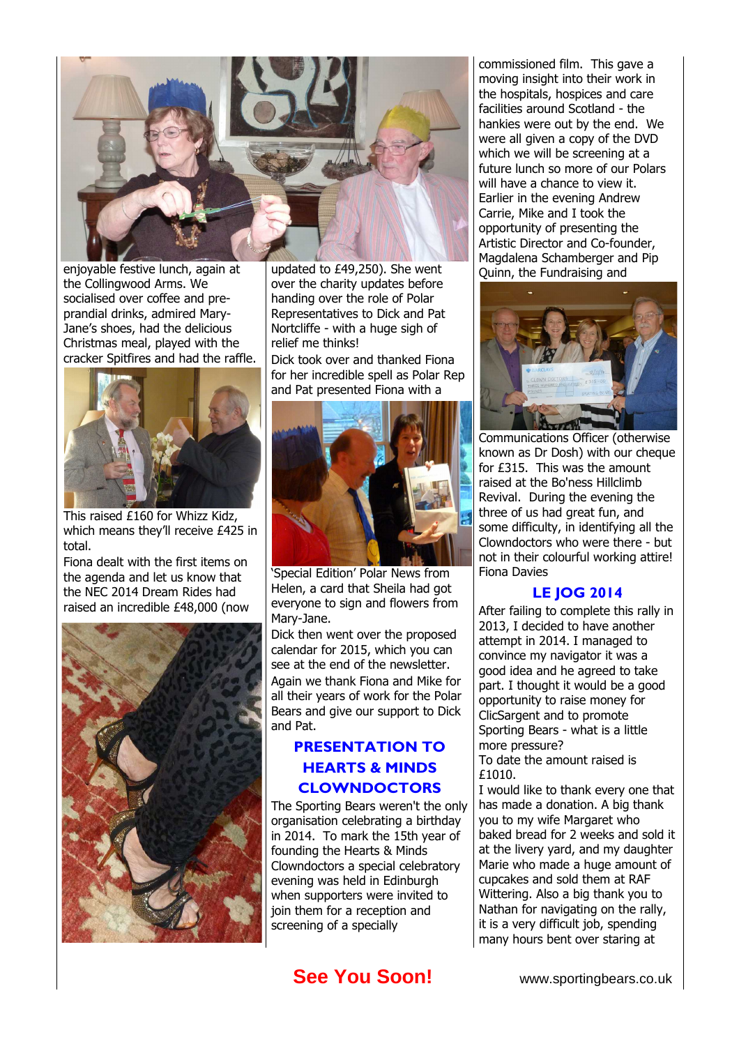enjoyable festive lunch, again at the Collingwood Arms. We socialised over coffee and pre-prandial drinks, admired Mary-Jane's shoes, had the delicious Christmas meal, played with the cracker Spitfires and had the raffle.

This raised £160 for Whizz Kidz, which means they'll receive £425 in total.

Fiona dealt with the first items on the agenda and let us know that the NEC 2014 Dream Rides had raised an incredible £48,000 (now updated to £49,250). She went over the charity updates before handing over the role of Polar Representatives to Dick and Pat Nortcliffe - with a huge sigh of relief me thinks!

Dick took over and thanked Fiona for her incredible spell as Polar Rep and Pat presented Fiona with a 'Special Edition' Polar News from Helen, a card that Sheila had got everyone to sign and flowers from Mary-Jane.

Dick then went over the proposed calendar for 2015, which you can see at the end of the newsletter.

Again we thank Fiona and Mike for all their years of work for the Polar Bears and give our support to Dick and Pat.

## PRESENTATION TO HEARTS & MINDS CLOWNDOCTORS

The Sporting Bears weren't the only organisation celebrating a birthday in 2014. To mark the 15th year of founding the Hearts & Minds Clowndoctors a special celebratory evening was held in Edinburgh when supporters were invited to join them for a reception and screening of a specially commissioned film. This gave a moving insight into their work in the hospitals, hospices and care facilities around Scotland - the hankies were out by the end. We were all given a copy of the DVD which we will be screening at a future lunch so more of our Polars will have a chance to view it. Earlier in the evening Andrew Carrie, Mike and I took the opportunity of presenting the Artistic Director and Co-founder, Magdalena Schamberger and Pip Quinn, the Fundraising and Communications Officer (otherwise known as Dr Dosh) with our cheque for £315. This was the amount raised at the Bo'ness Hillclimb Revival. During the evening the three of us had great fun, and some difficulty, in identifying all the Clowndoctors who were there - but not in their colourful working attire!

Fiona Davies

## LE JOG 2014

After failing to complete this rally in 2013, I decided to have another attempt in 2014. I managed to convince my navigator it was a good idea and he agreed to take part. I thought it would be a good opportunity to raise money for ClicSargent and to promote Sporting Bears - what is a little more pressure?

To date the amount raised is £1010.

I would like to thank every one that has made a donation. A big thank you to my wife Margaret who baked bread for 2 weeks and sold it at the livery yard, and my daughter Marie who made a huge amount of cupcakes and sold them at RAF Wittering. Also a big thank you to Nathan for navigating on the rally, it is a very difficult job, spending many hours bent over staring at

**See You Soon!**

www.sportingbears.co.uk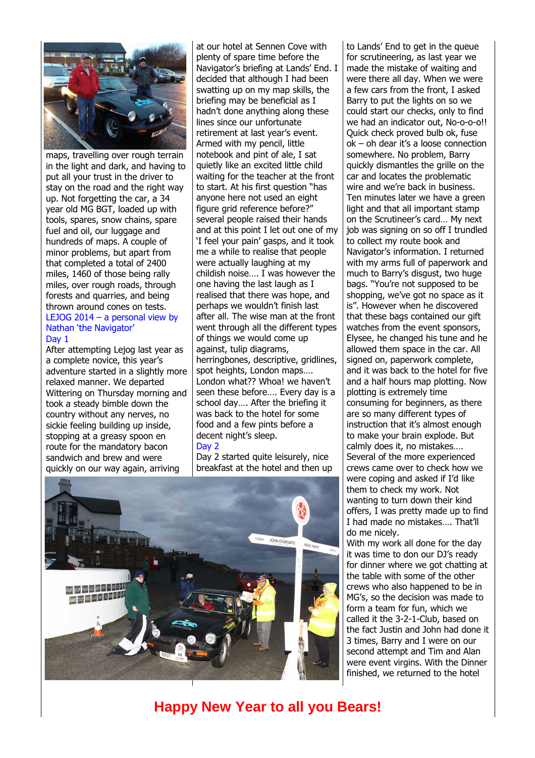maps, travelling over rough terrain in the light and dark, and having to put all your trust in the driver to stay on the road and the right way up. Not forgetting the car, a 34 year old MG BGT, loaded up with tools, spares, snow chains, spare fuel and oil, our luggage and hundreds of maps. A couple of minor problems, but apart from that completed a total of 2400 miles, 1460 of those being rally miles, over rough roads, through forests and quarries, and being thrown around cones on tests.

## LEJOG 2014 – a personal view by Nathan 'the Navigator'

### Day 1

After attempting Lejog last year as a complete novice, this year's adventure started in a slightly more relaxed manner. We departed Wittering on Thursday morning and took a steady bimble down the country without any nerves, no sickie feeling building up inside, stopping at a greasy spoon en route for the mandatory bacon sandwich and brew and were quickly on our way again, arriving at our hotel at Sennen Cove with plenty of spare time before the Navigator's briefing at Lands' End. I decided that although I had been swatting up on my map skills, the briefing may be beneficial as I hadn't done anything along these lines since our unfortunate retirement at last year's event. Armed with my pencil, little notebook and pint of ale, I sat quietly like an excited little child waiting for the teacher at the front to start. At his first question "has anyone here not used an eight figure grid reference before?" several people raised their hands and at this point I let out one of my 'I feel your pain' gasps, and it took me a while to realise that people were actually laughing at my childish noise…. I was however the one having the last laugh as I realised that there was hope, and perhaps we wouldn't finish last after all. The wise man at the front went through all the different types of things we would come up against, tulip diagrams, herringbones, descriptive, gridlines, spot heights, London maps…. London what?? Whoa! we haven't seen these before…. Every day is a school day…. After the briefing it was back to the hotel for some food and a few pints before a decent night's sleep.

### Day 2

Day 2 started quite leisurely, nice breakfast at the hotel and then up to Lands' End to get in the queue for scrutineering, as last year we made the mistake of waiting and were there all day. When we were a few cars from the front, I asked Barry to put the lights on so we could start our checks, only to find we had an indicator out, No-o-o-o!! Quick check proved bulb ok, fuse ok – oh dear it's a loose connection somewhere. No problem, Barry quickly dismantles the grille on the car and locates the problematic wire and we're back in business. Ten minutes later we have a green light and that all important stamp on the Scrutineer's card… My next job was signing on so off I trundled to collect my route book and Navigator's information. I returned with my arms full of paperwork and much to Barry's disgust, two huge bags. "You're not supposed to be shopping, we've got no space as it is". However when he discovered that these bags contained our gift watches from the event sponsors, Elysee, he changed his tune and he allowed them space in the car. All signed on, paperwork complete, and it was back to the hotel for five and a half hours map plotting. Now plotting is extremely time consuming for beginners, as there are so many different types of instruction that it's almost enough to make your brain explode. But calmly does it, no mistakes…. Several of the more experienced crews came over to check how we were coping and asked if I'd like them to check my work. Not wanting to turn down their kind offers, I was pretty made up to find I had made no mistakes…. That'll do me nicely.

With my work all done for the day it was time to don our DJ's ready for dinner where we got chatting at the table with some of the other crews who also happened to be in MG's, so the decision was made to form a team for fun, which we called it the 3-2-1-Club, based on the fact Justin and John had done it 3 times, Barry and I were on our second attempt and Tim and Alan were event virgins. With the Dinner finished, we returned to the hotel

**Happy New Year to all you Bears!**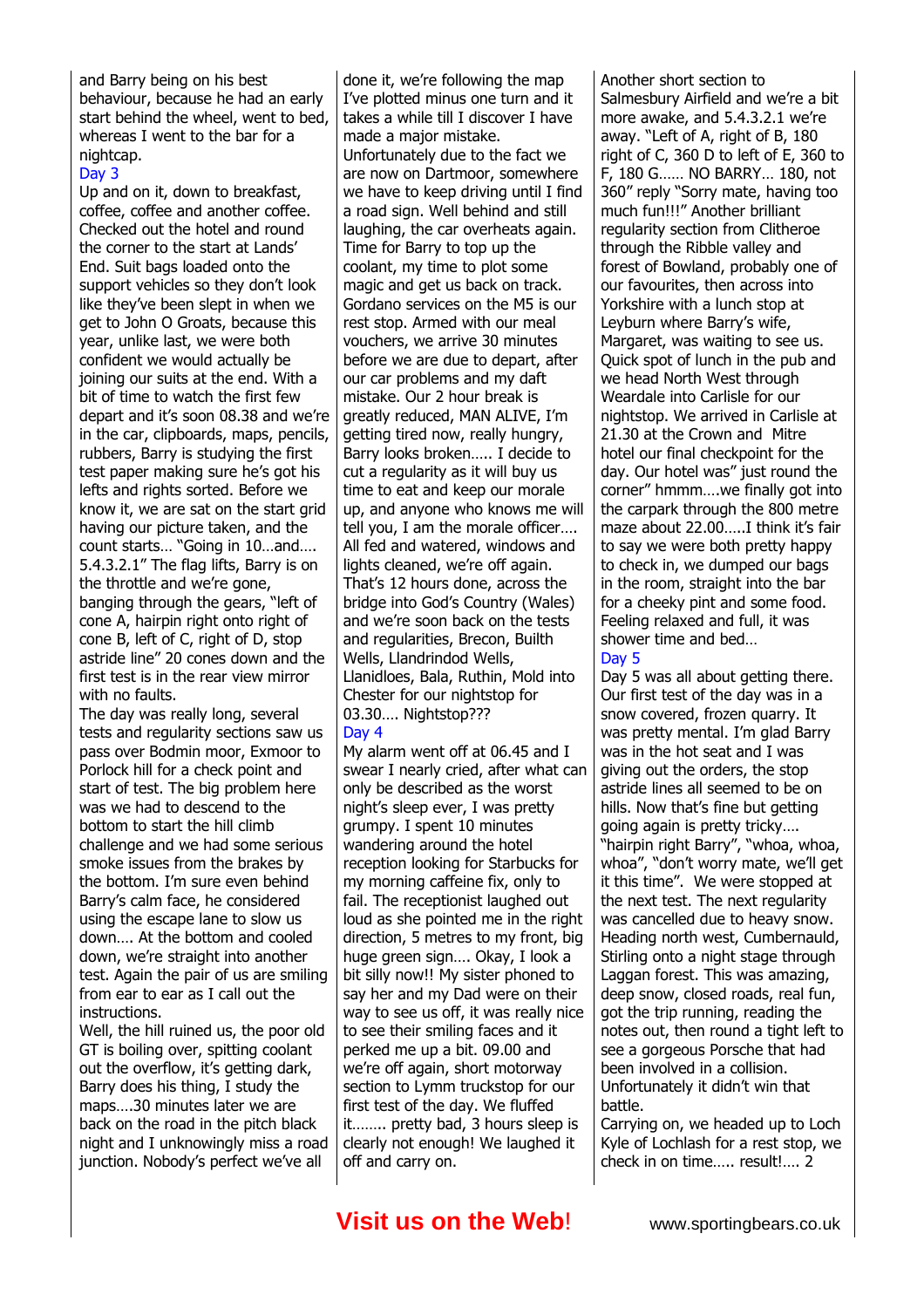and Barry being on his best behaviour, because he had an early start behind the wheel, went to bed, whereas I went to the bar for a nightcap.

### Day 3

Up and on it, down to breakfast, coffee, coffee and another coffee. Checked out the hotel and round the corner to the start at Lands' End. Suit bags loaded onto the support vehicles so they don't look like they've been slept in when we get to John O Groats, because this year, unlike last, we were both confident we would actually be joining our suits at the end. With a bit of time to watch the first few depart and it's soon 08.38 and we're in the car, clipboards, maps, pencils, rubbers, Barry is studying the first test paper making sure he's got his lefts and rights sorted. Before we know it, we are sat on the start grid having our picture taken, and the count starts… "Going in 10…and…. 5.4.3.2.1" The flag lifts, Barry is on the throttle and we're gone, banging through the gears, "left of cone A, hairpin right onto right of cone B, left of C, right of D, stop astride line" 20 cones down and the first test is in the rear view mirror with no faults.

The day was really long, several tests and regularity sections saw us pass over Bodmin moor, Exmoor to Porlock hill for a check point and start of test. The big problem here was we had to descend to the bottom to start the hill climb challenge and we had some serious smoke issues from the brakes by the bottom. I'm sure even behind Barry's calm face, he considered using the escape lane to slow us down…. At the bottom and cooled down, we're straight into another test. Again the pair of us are smiling from ear to ear as I call out the instructions.

Well, the hill ruined us, the poor old GT is boiling over, spitting coolant out the overflow, it's getting dark, Barry does his thing, I study the maps….30 minutes later we are back on the road in the pitch black night and I unknowingly miss a road junction. Nobody's perfect we've all done it, we're following the map I've plotted minus one turn and it takes a while till I discover I have made a major mistake. Unfortunately due to the fact we are now on Dartmoor, somewhere we have to keep driving until I find a road sign. Well behind and still laughing, the car overheats again. Time for Barry to top up the coolant, my time to plot some magic and get us back on track. Gordano services on the M5 is our rest stop. Armed with our meal vouchers, we arrive 30 minutes before we are due to depart, after our car problems and my daft mistake. Our 2 hour break is greatly reduced, MAN ALIVE, I'm getting tired now, really hungry, Barry looks broken….. I decide to cut a regularity as it will buy us time to eat and keep our morale up, and anyone who knows me will tell you, I am the morale officer…. All fed and watered, windows and lights cleaned, we're off again. That's 12 hours done, across the bridge into God's Country (Wales) and we're soon back on the tests and regularities, Brecon, Builth Wells, Llandrindod Wells, Llanidloes, Bala, Ruthin, Mold into Chester for our nightstop for 03.30…. Nightstop???

### Day 4

My alarm went off at 06.45 and I swear I nearly cried, after what can only be described as the worst night's sleep ever, I was pretty grumpy. I spent 10 minutes wandering around the hotel reception looking for Starbucks for my morning caffeine fix, only to fail. The receptionist laughed out loud as she pointed me in the right direction, 5 metres to my front, big huge green sign…. Okay, I look a bit silly now!! My sister phoned to say her and my Dad were on their way to see us off, it was really nice to see their smiling faces and it perked me up a bit. 09.00 and we're off again, short motorway section to Lymm truckstop for our first test of the day. We fluffed it…….. pretty bad, 3 hours sleep is clearly not enough! We laughed it off and carry on.

Another short section to Salmesbury Airfield and we're a bit more awake, and 5.4.3.2.1 we're away. "Left of A, right of B, 180 right of C, 360 D to left of E, 360 to F, 180 G…… NO BARRY… 180, not 360" reply "Sorry mate, having too much fun!!!" Another brilliant regularity section from Clitheroe through the Ribble valley and forest of Bowland, probably one of our favourites, then across into Yorkshire with a lunch stop at Leyburn where Barry's wife, Margaret, was waiting to see us. Quick spot of lunch in the pub and we head North West through Weardale into Carlisle for our nightstop. We arrived in Carlisle at 21.30 at the Crown and Mitre hotel our final checkpoint for the day. Our hotel was" just round the corner" hmmm….we finally got into the carpark through the 800 metre maze about 22.00…..I think it's fair to say we were both pretty happy to check in, we dumped our bags in the room, straight into the bar for a cheeky pint and some food. Feeling relaxed and full, it was shower time and bed…

### Day 5

Day 5 was all about getting there. Our first test of the day was in a snow covered, frozen quarry. It was pretty mental. I'm glad Barry was in the hot seat and I was giving out the orders, the stop astride lines all seemed to be on hills. Now that's fine but getting going again is pretty tricky…. "hairpin right Barry", "whoa, whoa, whoa", "don't worry mate, we'll get it this time". We were stopped at the next test. The next regularity was cancelled due to heavy snow. Heading north west, Cumbernauld, Stirling onto a night stage through Laggan forest. This was amazing, deep snow, closed roads, real fun, got the trip running, reading the notes out, then round a tight left to see a gorgeous Porsche that had been involved in a collision. Unfortunately it didn't win that battle.

Carrying on, we headed up to Loch Kyle of Lochlash for a rest stop, we check in on time….. result!…. 2

**Visit us on the Web!** www.sportingbears.co.uk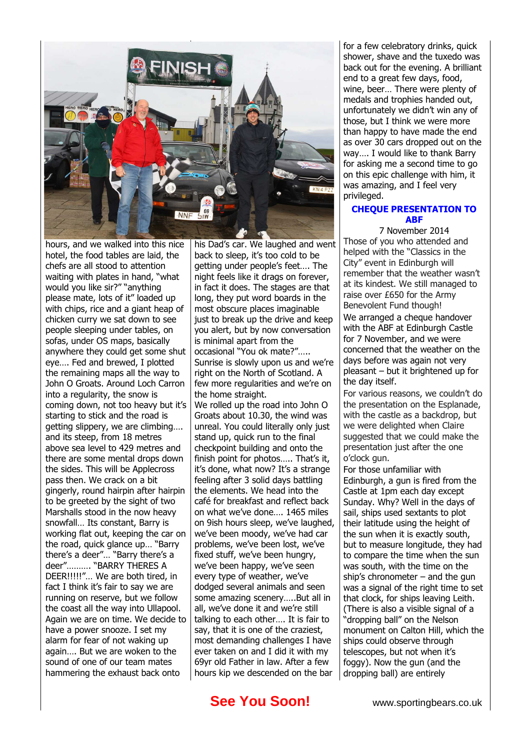hours, and we walked into this nice hotel, the food tables are laid, the chefs are all stood to attention waiting with plates in hand, "what would you like sir?" "anything please mate, lots of it" loaded up with chips, rice and a giant heap of chicken curry we sat down to see people sleeping under tables, on sofas, under OS maps, basically anywhere they could get some shut eye…. Fed and brewed, I plotted the remaining maps all the way to John O Groats. Around Loch Carron into a regularity, the snow is coming down, not too heavy but it's starting to stick and the road is getting slippery, we are climbing…. and its steep, from 18 metres above sea level to 429 metres and there are some mental drops down the sides. This will be Applecross pass then. We crack on a bit gingerly, round hairpin after hairpin to be greeted by the sight of two Marshalls stood in the now heavy snowfall… Its constant, Barry is working flat out, keeping the car on the road, quick glance up… "Barry there's a deer"… "Barry there's a deer"………. "BARRY THERES A DEER!!!!!"… We are both tired, in fact I think it's fair to say we are running on reserve, but we follow the coast all the way into Ullapool. Again we are on time. We decide to have a power snooze. I set my alarm for fear of not waking up again…. But we are woken to the sound of one of our team mates hammering the exhaust back onto his Dad's car. We laughed and went back to sleep, it's too cold to be getting under people's feet…. The night feels like it drags on forever, in fact it does. The stages are that long, they put word boards in the most obscure places imaginable just to break up the drive and keep you alert, but by now conversation is minimal apart from the occasional "You ok mate?"…..

Sunrise is slowly upon us and we're right on the North of Scotland. A few more regularities and we're on the home straight.

We rolled up the road into John O Groats about 10.30, the wind was unreal. You could literally only just stand up, quick run to the final checkpoint building and onto the finish point for photos….. That's it, it's done, what now? It's a strange feeling after 3 solid days battling the elements. We head into the café for breakfast and reflect back on what we've done…. 1465 miles on 9ish hours sleep, we've laughed, we've been moody, we've had car problems, we've been lost, we've fixed stuff, we've been hungry, we've been happy, we've seen every type of weather, we've dodged several animals and seen some amazing scenery…..But all in all, we've done it and we're still talking to each other…. It is fair to say, that it is one of the craziest, most demanding challenges I have ever taken on and I did it with my 69yr old Father in law. After a few hours kip we descended on the bar for a few celebratory drinks, quick shower, shave and the tuxedo was back out for the evening. A brilliant end to a great few days, food, wine, beer… There were plenty of medals and trophies handed out, unfortunately we didn't win any of those, but I think we were more than happy to have made the end as over 30 cars dropped out on the way…. I would like to thank Barry for asking me a second time to go on this epic challenge with him, it was amazing, and I feel very privileged.

## CHEQUE PRESENTATION TO ABF

7 November 2014

Those of you who attended and helped with the "Classics in the City" event in Edinburgh will remember that the weather wasn't at its kindest. We still managed to raise over £650 for the Army Benevolent Fund though!

We arranged a cheque handover with the ABF at Edinburgh Castle for 7 November, and we were concerned that the weather on the days before was again not very pleasant – but it brightened up for the day itself.

For various reasons, we couldn't do the presentation on the Esplanade, with the castle as a backdrop, but we were delighted when Claire suggested that we could make the presentation just after the one o'clock gun.

For those unfamiliar with Edinburgh, a gun is fired from the Castle at 1pm each day except Sunday. Why? Well in the days of sail, ships used sextants to plot their latitude using the height of the sun when it is exactly south, but to measure longitude, they had to compare the time when the sun was south, with the time on the ship's chronometer – and the gun was a signal of the right time to set that clock, for ships leaving Leith. (There is also a visible signal of a "dropping ball" on the Nelson monument on Calton Hill, which the ships could observe through telescopes, but not when it's foggy). Now the gun (and the dropping ball) are entirely

**See You Soon!**

www.sportingbears.co.uk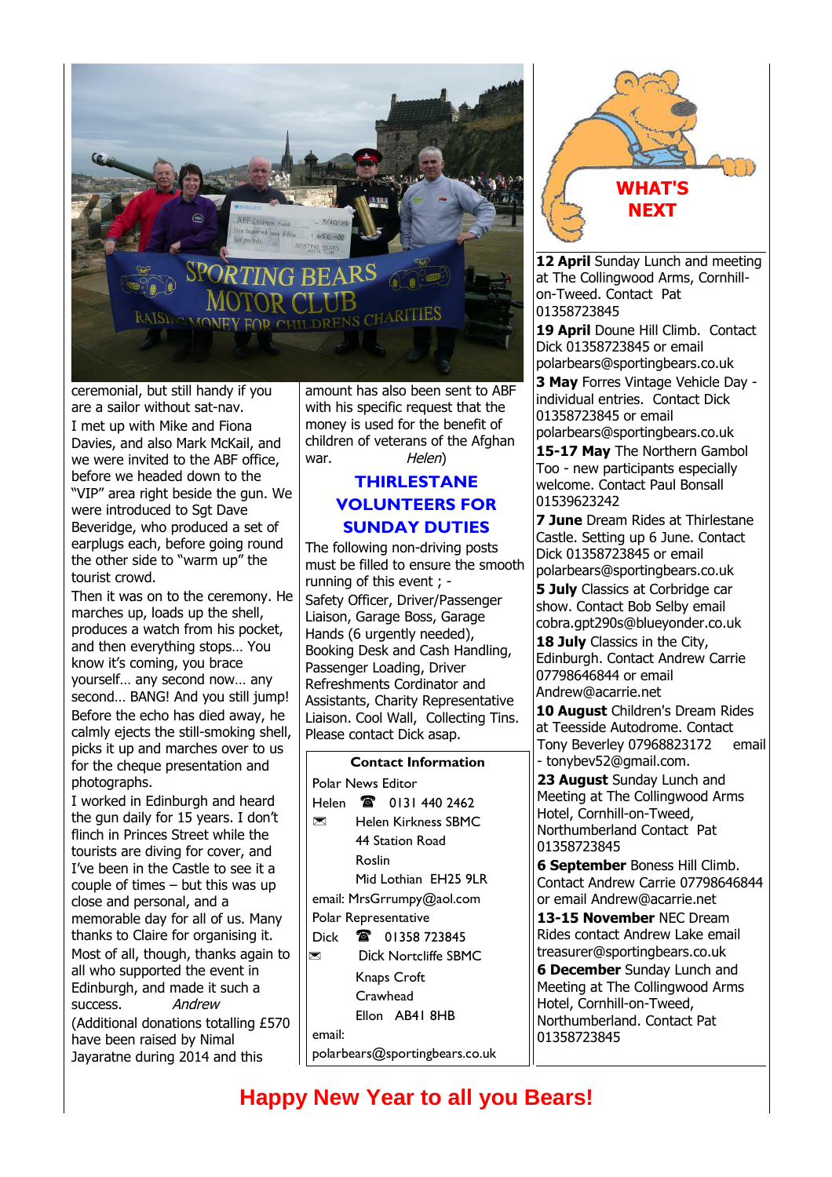ceremonial, but still handy if you are a sailor without sat-nav.

I met up with Mike and Fiona Davies, and also Mark McKail, and we were invited to the ABF office, before we headed down to the "VIP" area right beside the gun. We were introduced to Sgt Dave Beveridge, who produced a set of earplugs each, before going round the other side to "warm up" the tourist crowd.

Then it was on to the ceremony. He marches up, loads up the shell, produces a watch from his pocket, and then everything stops… You know it's coming, you brace yourself… any second now… any second… BANG! And you still jump! Before the echo has died away, he calmly ejects the still-smoking shell, picks it up and marches over to us for the cheque presentation and photographs.

I worked in Edinburgh and heard the gun daily for 15 years. I don't flinch in Princes Street while the tourists are diving for cover, and I've been in the Castle to see it a couple of times – but this was up close and personal, and a memorable day for all of us. Many thanks to Claire for organising it. Most of all, though, thanks again to all who supported the event in Edinburgh, and made it such a success. *Andrew*

(Additional donations totalling £570 have been raised by Nimal Jayaratne during 2014 and this amount has also been sent to ABF with his specific request that the money is used for the benefit of children of veterans of the Afghan war. *Helen*)

## THIRLESTANE VOLUNTEERS FOR SUNDAY DUTIES

The following non-driving posts must be filled to ensure the smooth running of this event ; -

Safety Officer, Driver/Passenger Liaison, Garage Boss, Garage Hands (6 urgently needed), Booking Desk and Cash Handling, Passenger Loading, Driver Refreshments Cordinator and Assistants, Charity Representative Liaison. Cool Wall, Collecting Tins. Please contact Dick asap.

**Contact Information**

Polar News Editor

Helen ☎ 0131 440 2462

✉ Helen Kirkness SBMC
44 Station Road
Roslin
Mid Lothian EH25 9LR

email: MrsGrrumpy@aol.com

Polar Representative

Dick ☎ 01358 723845

✉ Dick Nortcliffe SBMC
Knaps Croft
Crawhead
Ellon AB41 8HB

email: polarbears@sportingbears.co.uk

## WHAT'S NEXT

**12 April** Sunday Lunch and meeting at The Collingwood Arms, Cornhill-on-Tweed. Contact Pat 01358723845

**19 April** Doune Hill Climb. Contact Dick 01358723845 or email polarbears@sportingbears.co.uk

**3 May** Forres Vintage Vehicle Day - individual entries. Contact Dick 01358723845 or email polarbears@sportingbears.co.uk

**15-17 May** The Northern Gambol Too - new participants especially welcome. Contact Paul Bonsall 01539623242

**7 June** Dream Rides at Thirlestane Castle. Setting up 6 June. Contact Dick 01358723845 or email polarbears@sportingbears.co.uk

**5 July** Classics at Corbridge car show. Contact Bob Selby email cobra.gpt290s@blueyonder.co.uk

**18 July** Classics in the City, Edinburgh. Contact Andrew Carrie 07798646844 or email Andrew@acarrie.net

**10 August** Children's Dream Rides at Teesside Autodrome. Contact Tony Beverley 07968823172 email - tonybev52@gmail.com.

**23 August** Sunday Lunch and Meeting at The Collingwood Arms Hotel, Cornhill-on-Tweed, Northumberland Contact Pat 01358723845

**6 September** Boness Hill Climb. Contact Andrew Carrie 07798646844 or email Andrew@acarrie.net

**13-15 November** NEC Dream Rides contact Andrew Lake email treasurer@sportingbears.co.uk

**6 December** Sunday Lunch and Meeting at The Collingwood Arms Hotel, Cornhill-on-Tweed, Northumberland. Contact Pat 01358723845

**Happy New Year to all you Bears!**